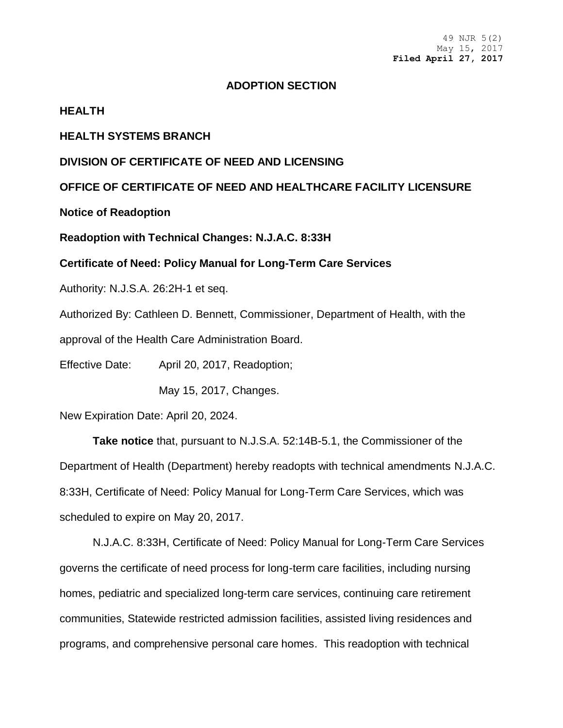49 NJR 5(2)
May 15, 2017
**Filed April 27, 2017**

## ADOPTION SECTION

**HEALTH**

**HEALTH SYSTEMS BRANCH**

**DIVISION OF CERTIFICATE OF NEED AND LICENSING**

**OFFICE OF CERTIFICATE OF NEED AND HEALTHCARE FACILITY LICENSURE**

**Notice of Readoption**

**Readoption with Technical Changes: N.J.A.C. 8:33H**

**Certificate of Need: Policy Manual for Long-Term Care Services**

Authority: N.J.S.A. 26:2H-1 et seq.

Authorized By: Cathleen D. Bennett, Commissioner, Department of Health, with the approval of the Health Care Administration Board.

Effective Date: April 20, 2017, Readoption;

May 15, 2017, Changes.

New Expiration Date: April 20, 2024.

**Take notice** that, pursuant to N.J.S.A. 52:14B-5.1, the Commissioner of the Department of Health (Department) hereby readopts with technical amendments N.J.A.C. 8:33H, Certificate of Need: Policy Manual for Long-Term Care Services, which was scheduled to expire on May 20, 2017.

N.J.A.C. 8:33H, Certificate of Need: Policy Manual for Long-Term Care Services governs the certificate of need process for long-term care facilities, including nursing homes, pediatric and specialized long-term care services, continuing care retirement communities, Statewide restricted admission facilities, assisted living residences and programs, and comprehensive personal care homes. This readoption with technical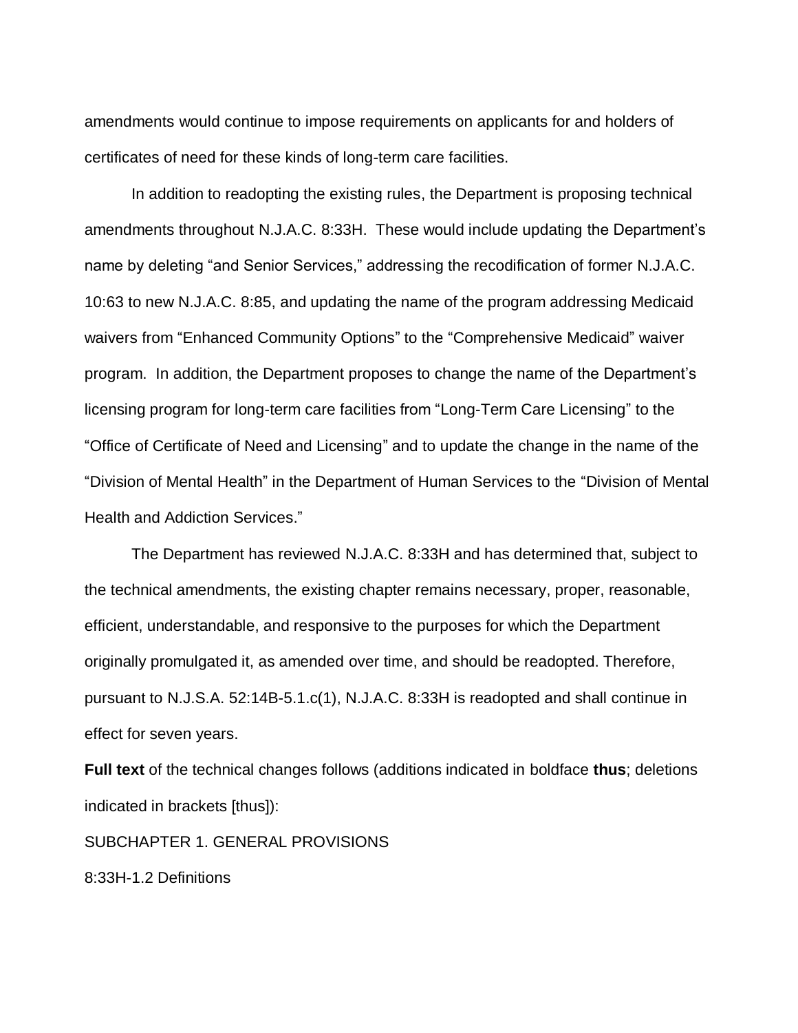amendments would continue to impose requirements on applicants for and holders of certificates of need for these kinds of long-term care facilities.

In addition to readopting the existing rules, the Department is proposing technical amendments throughout N.J.A.C. 8:33H. These would include updating the Department's name by deleting "and Senior Services," addressing the recodification of former N.J.A.C. 10:63 to new N.J.A.C. 8:85, and updating the name of the program addressing Medicaid waivers from "Enhanced Community Options" to the "Comprehensive Medicaid" waiver program. In addition, the Department proposes to change the name of the Department's licensing program for long-term care facilities from "Long-Term Care Licensing" to the "Office of Certificate of Need and Licensing" and to update the change in the name of the "Division of Mental Health" in the Department of Human Services to the "Division of Mental Health and Addiction Services."

The Department has reviewed N.J.A.C. 8:33H and has determined that, subject to the technical amendments, the existing chapter remains necessary, proper, reasonable, efficient, understandable, and responsive to the purposes for which the Department originally promulgated it, as amended over time, and should be readopted. Therefore, pursuant to N.J.S.A. 52:14B-5.1.c(1), N.J.A.C. 8:33H is readopted and shall continue in effect for seven years.

**Full text** of the technical changes follows (additions indicated in boldface **thus**; deletions indicated in brackets [thus]):

SUBCHAPTER 1. GENERAL PROVISIONS

8:33H-1.2 Definitions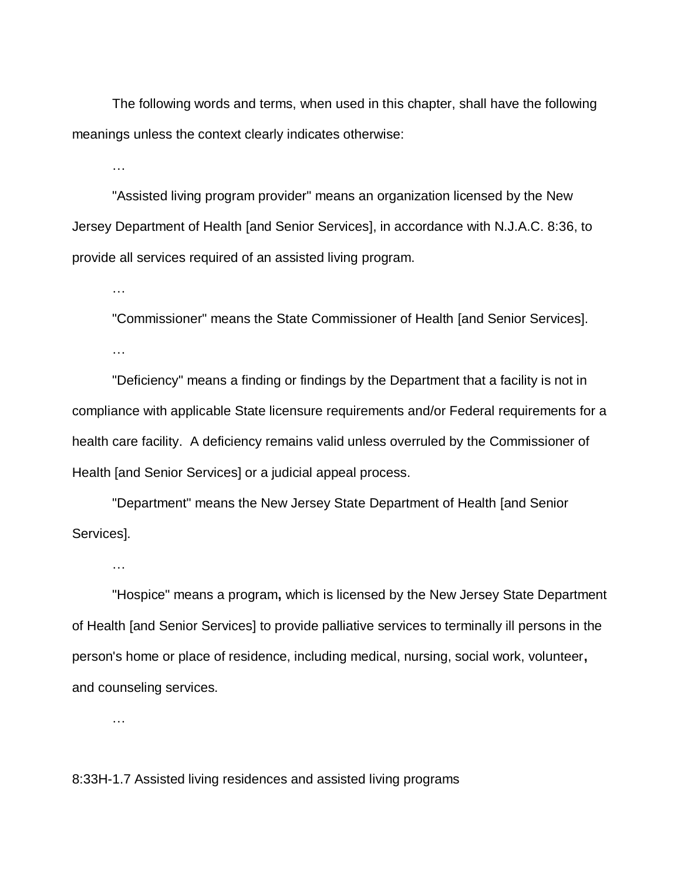The following words and terms, when used in this chapter, shall have the following meanings unless the context clearly indicates otherwise:

…

"Assisted living program provider" means an organization licensed by the New Jersey Department of Health [and Senior Services], in accordance with N.J.A.C. 8:36, to provide all services required of an assisted living program.

…

"Commissioner" means the State Commissioner of Health [and Senior Services].

…

"Deficiency" means a finding or findings by the Department that a facility is not in compliance with applicable State licensure requirements and/or Federal requirements for a health care facility. A deficiency remains valid unless overruled by the Commissioner of Health [and Senior Services] or a judicial appeal process.

"Department" means the New Jersey State Department of Health [and Senior Services].

…

"Hospice" means a program**,** which is licensed by the New Jersey State Department of Health [and Senior Services] to provide palliative services to terminally ill persons in the person's home or place of residence, including medical, nursing, social work, volunteer**,** and counseling services.

…

8:33H-1.7 Assisted living residences and assisted living programs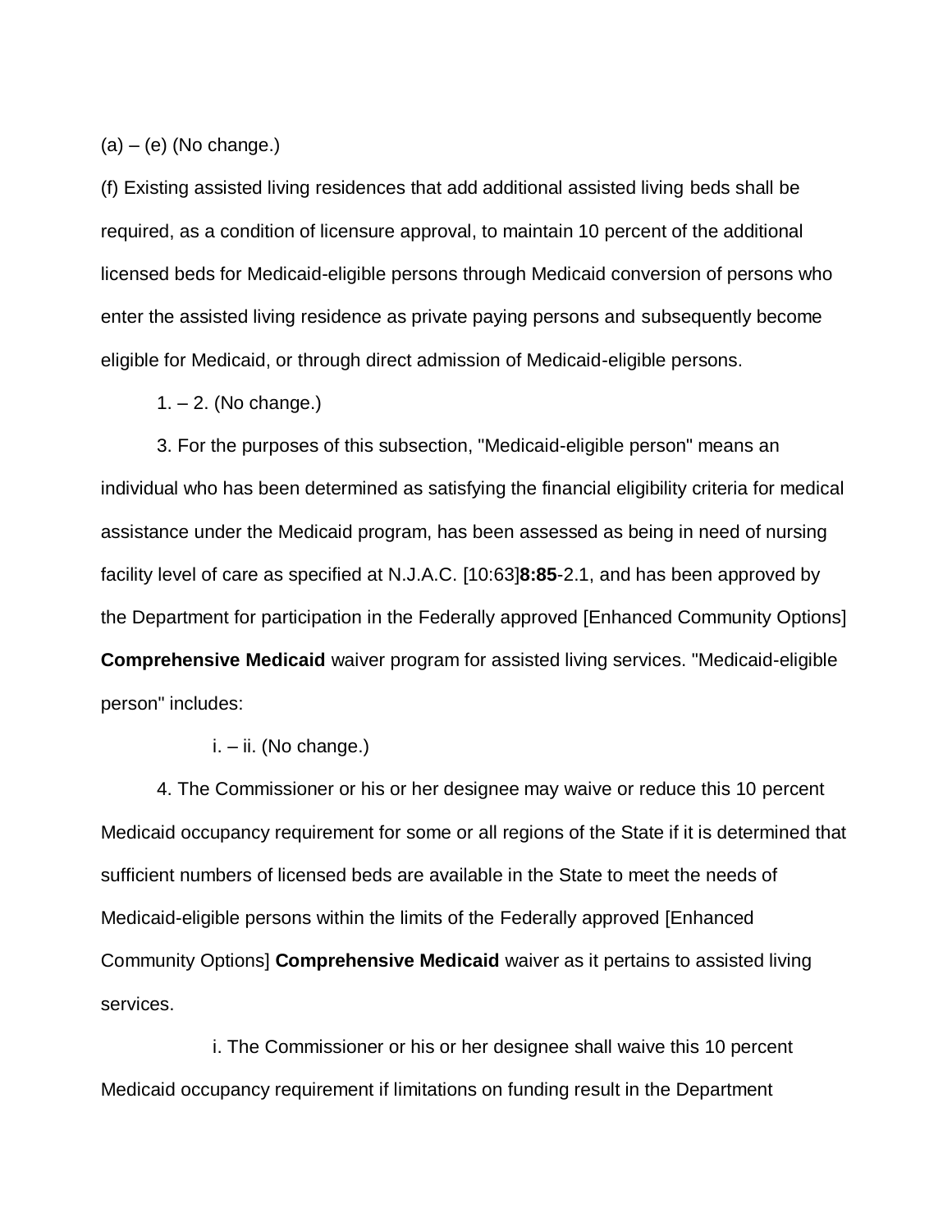(a) – (e) (No change.)

(f) Existing assisted living residences that add additional assisted living beds shall be required, as a condition of licensure approval, to maintain 10 percent of the additional licensed beds for Medicaid-eligible persons through Medicaid conversion of persons who enter the assisted living residence as private paying persons and subsequently become eligible for Medicaid, or through direct admission of Medicaid-eligible persons.

1. – 2. (No change.)

3. For the purposes of this subsection, "Medicaid-eligible person" means an individual who has been determined as satisfying the financial eligibility criteria for medical assistance under the Medicaid program, has been assessed as being in need of nursing facility level of care as specified at N.J.A.C. [10:63]**8:85**-2.1, and has been approved by the Department for participation in the Federally approved [Enhanced Community Options] **Comprehensive Medicaid** waiver program for assisted living services. "Medicaid-eligible person" includes:

i. – ii. (No change.)

4. The Commissioner or his or her designee may waive or reduce this 10 percent Medicaid occupancy requirement for some or all regions of the State if it is determined that sufficient numbers of licensed beds are available in the State to meet the needs of Medicaid-eligible persons within the limits of the Federally approved [Enhanced Community Options] **Comprehensive Medicaid** waiver as it pertains to assisted living services.

i. The Commissioner or his or her designee shall waive this 10 percent Medicaid occupancy requirement if limitations on funding result in the Department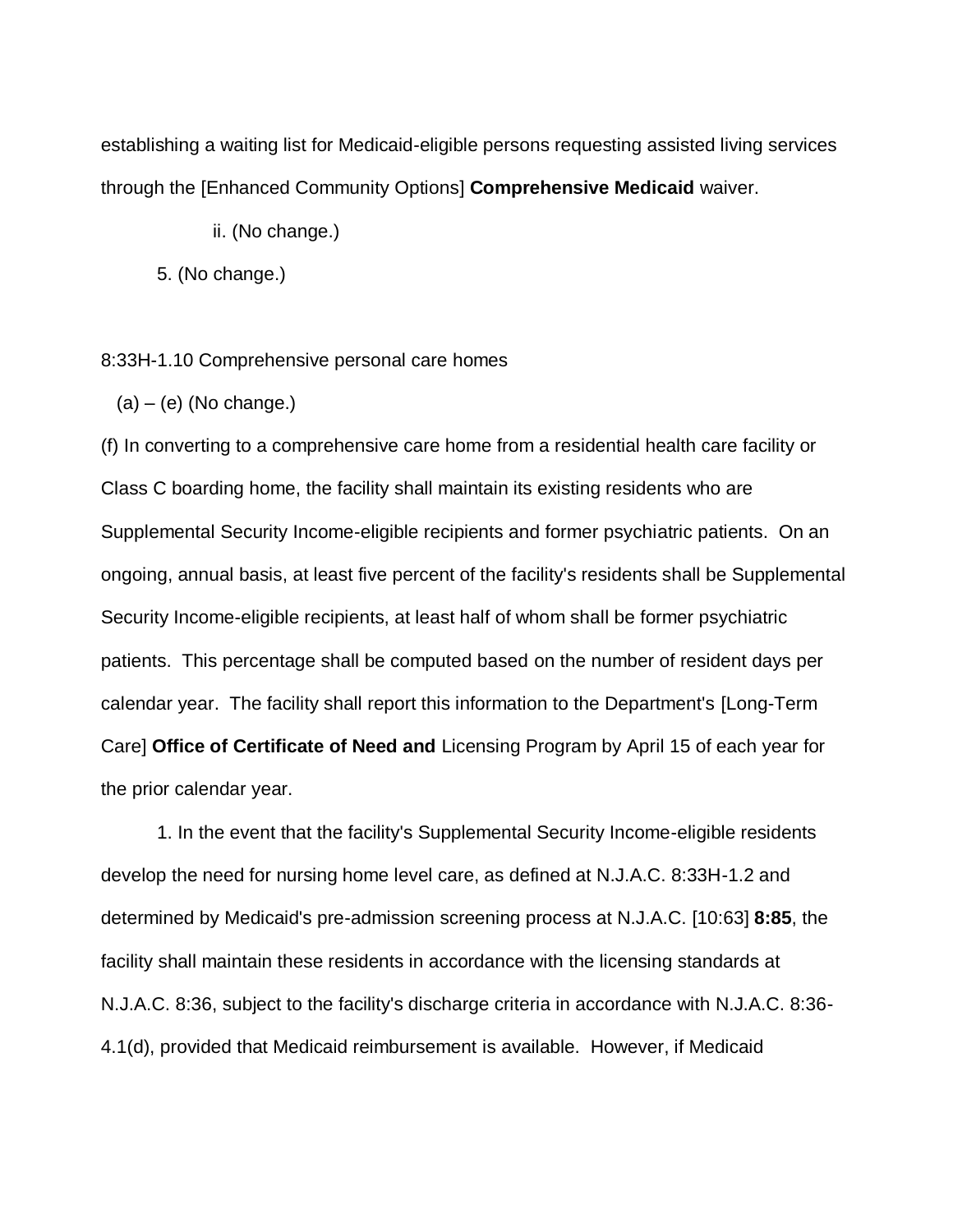establishing a waiting list for Medicaid-eligible persons requesting assisted living services through the [Enhanced Community Options] **Comprehensive Medicaid** waiver.

ii. (No change.)

5. (No change.)

8:33H-1.10 Comprehensive personal care homes

(a) – (e) (No change.)

(f) In converting to a comprehensive care home from a residential health care facility or Class C boarding home, the facility shall maintain its existing residents who are Supplemental Security Income-eligible recipients and former psychiatric patients. On an ongoing, annual basis, at least five percent of the facility's residents shall be Supplemental Security Income-eligible recipients, at least half of whom shall be former psychiatric patients. This percentage shall be computed based on the number of resident days per calendar year. The facility shall report this information to the Department's [Long-Term Care] **Office of Certificate of Need and** Licensing Program by April 15 of each year for the prior calendar year.

1. In the event that the facility's Supplemental Security Income-eligible residents develop the need for nursing home level care, as defined at N.J.A.C. 8:33H-1.2 and determined by Medicaid's pre-admission screening process at N.J.A.C. [10:63] **8:85**, the facility shall maintain these residents in accordance with the licensing standards at N.J.A.C. 8:36, subject to the facility's discharge criteria in accordance with N.J.A.C. 8:36-4.1(d), provided that Medicaid reimbursement is available. However, if Medicaid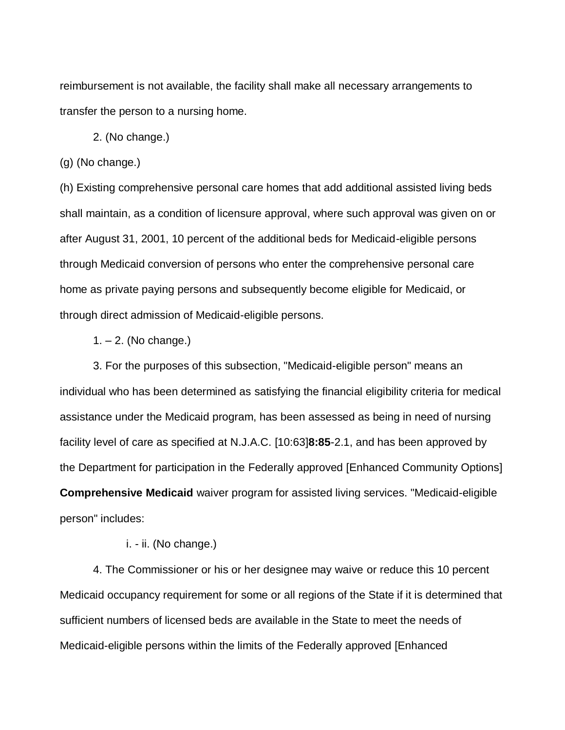reimbursement is not available, the facility shall make all necessary arrangements to transfer the person to a nursing home.

2. (No change.)

(g) (No change.)

(h) Existing comprehensive personal care homes that add additional assisted living beds shall maintain, as a condition of licensure approval, where such approval was given on or after August 31, 2001, 10 percent of the additional beds for Medicaid-eligible persons through Medicaid conversion of persons who enter the comprehensive personal care home as private paying persons and subsequently become eligible for Medicaid, or through direct admission of Medicaid-eligible persons.

1. – 2. (No change.)

3. For the purposes of this subsection, "Medicaid-eligible person" means an individual who has been determined as satisfying the financial eligibility criteria for medical assistance under the Medicaid program, has been assessed as being in need of nursing facility level of care as specified at N.J.A.C. [10:63]**8:85**-2.1, and has been approved by the Department for participation in the Federally approved [Enhanced Community Options] **Comprehensive Medicaid** waiver program for assisted living services. "Medicaid-eligible person" includes:

i. - ii. (No change.)

4. The Commissioner or his or her designee may waive or reduce this 10 percent Medicaid occupancy requirement for some or all regions of the State if it is determined that sufficient numbers of licensed beds are available in the State to meet the needs of Medicaid-eligible persons within the limits of the Federally approved [Enhanced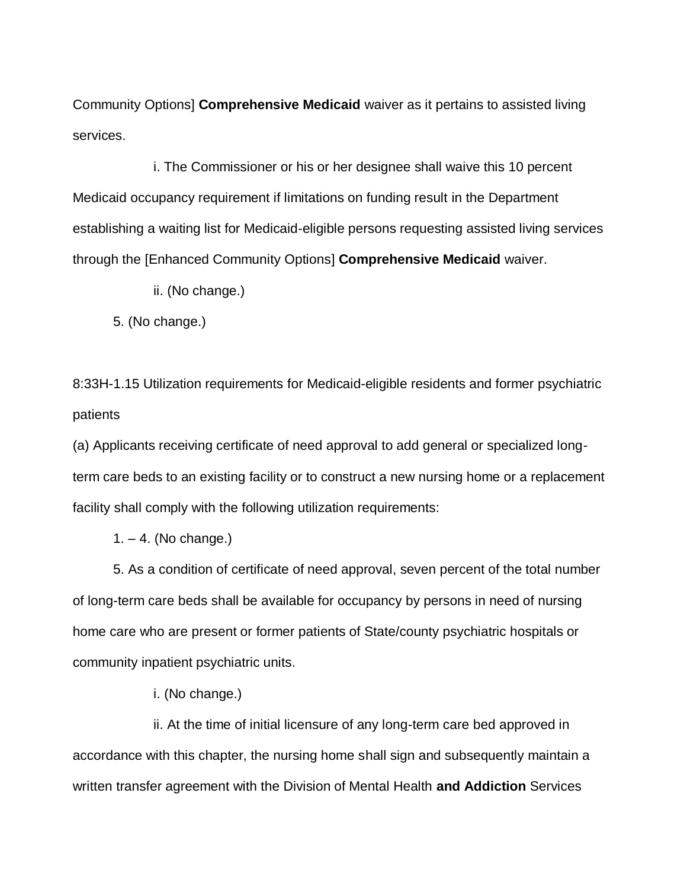Community Options] **Comprehensive Medicaid** waiver as it pertains to assisted living services.

i. The Commissioner or his or her designee shall waive this 10 percent Medicaid occupancy requirement if limitations on funding result in the Department establishing a waiting list for Medicaid-eligible persons requesting assisted living services through the [Enhanced Community Options] **Comprehensive Medicaid** waiver.

ii. (No change.)

5. (No change.)

8:33H-1.15 Utilization requirements for Medicaid-eligible residents and former psychiatric patients

(a) Applicants receiving certificate of need approval to add general or specialized long-term care beds to an existing facility or to construct a new nursing home or a replacement facility shall comply with the following utilization requirements:

1. – 4. (No change.)

5. As a condition of certificate of need approval, seven percent of the total number of long-term care beds shall be available for occupancy by persons in need of nursing home care who are present or former patients of State/county psychiatric hospitals or community inpatient psychiatric units.

i. (No change.)

ii. At the time of initial licensure of any long-term care bed approved in accordance with this chapter, the nursing home shall sign and subsequently maintain a written transfer agreement with the Division of Mental Health **and Addiction** Services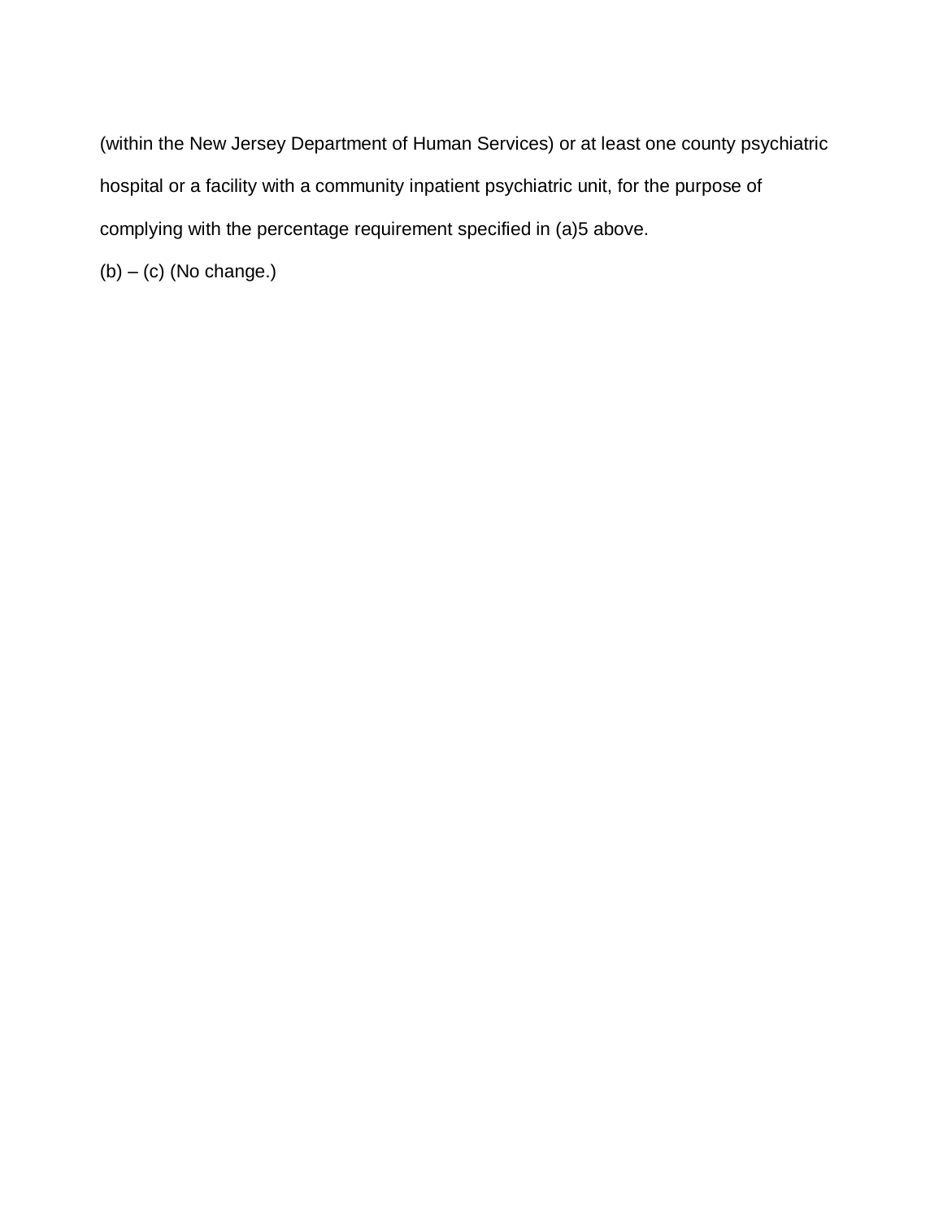(within the New Jersey Department of Human Services) or at least one county psychiatric hospital or a facility with a community inpatient psychiatric unit, for the purpose of complying with the percentage requirement specified in (a)5 above.

(b) – (c) (No change.)